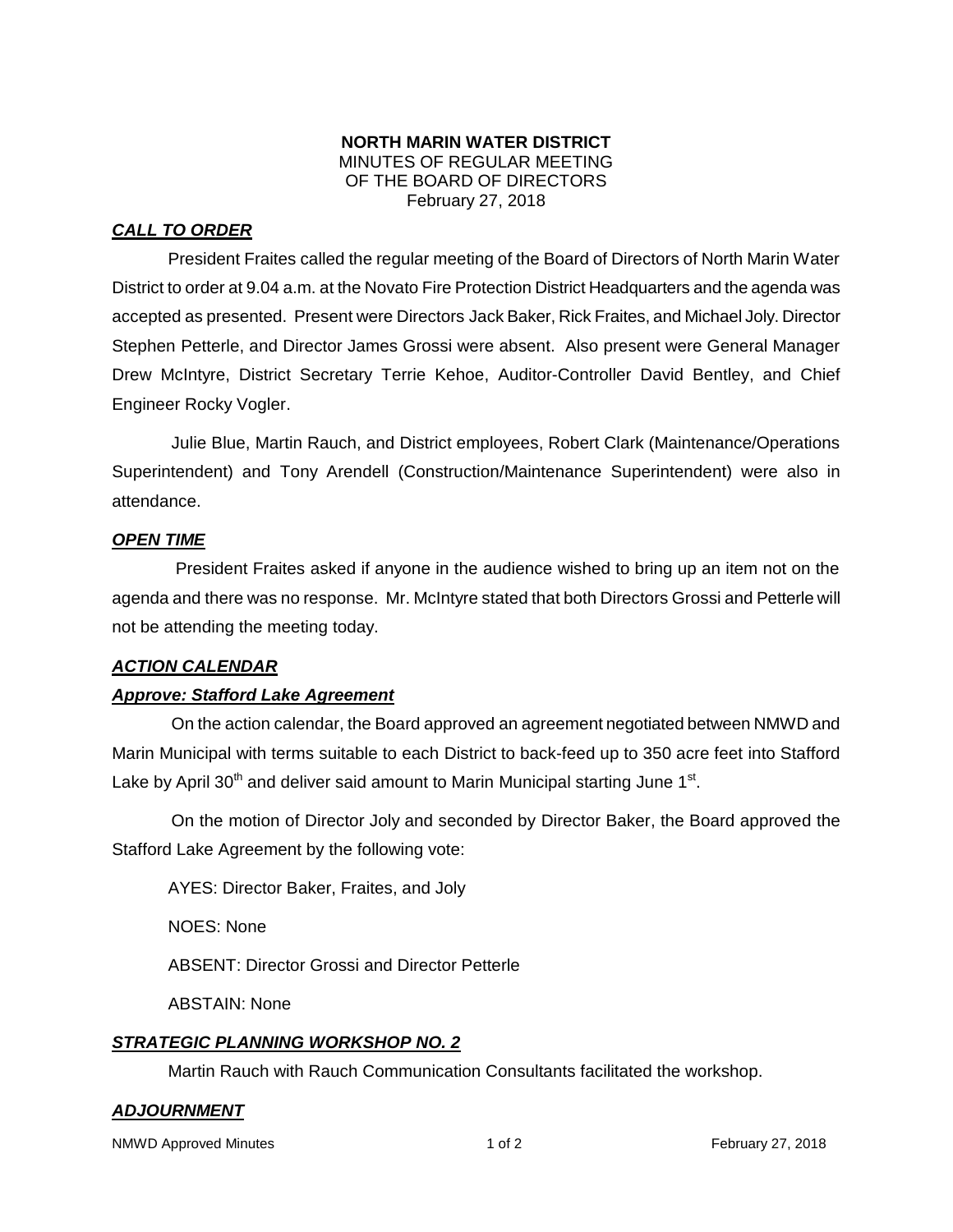**NORTH MARIN WATER DISTRICT**
MINUTES OF REGULAR MEETING
OF THE BOARD OF DIRECTORS
February 27, 2018

## ***CALL TO ORDER***

President Fraites called the regular meeting of the Board of Directors of North Marin Water District to order at 9.04 a.m. at the Novato Fire Protection District Headquarters and the agenda was accepted as presented. Present were Directors Jack Baker, Rick Fraites, and Michael Joly. Director Stephen Petterle, and Director James Grossi were absent. Also present were General Manager Drew McIntyre, District Secretary Terrie Kehoe, Auditor-Controller David Bentley, and Chief Engineer Rocky Vogler.

Julie Blue, Martin Rauch, and District employees, Robert Clark (Maintenance/Operations Superintendent) and Tony Arendell (Construction/Maintenance Superintendent) were also in attendance.

## ***OPEN TIME***

President Fraites asked if anyone in the audience wished to bring up an item not on the agenda and there was no response. Mr. McIntyre stated that both Directors Grossi and Petterle will not be attending the meeting today.

## ***ACTION CALENDAR***

### ***Approve: Stafford Lake Agreement***

On the action calendar, the Board approved an agreement negotiated between NMWD and Marin Municipal with terms suitable to each District to back-feed up to 350 acre feet into Stafford Lake by April 30th and deliver said amount to Marin Municipal starting June 1st.

On the motion of Director Joly and seconded by Director Baker, the Board approved the Stafford Lake Agreement by the following vote:

AYES: Director Baker, Fraites, and Joly

NOES: None

ABSENT: Director Grossi and Director Petterle

ABSTAIN: None

## ***STRATEGIC PLANNING WORKSHOP NO. 2***

Martin Rauch with Rauch Communication Consultants facilitated the workshop.

## ***ADJOURNMENT***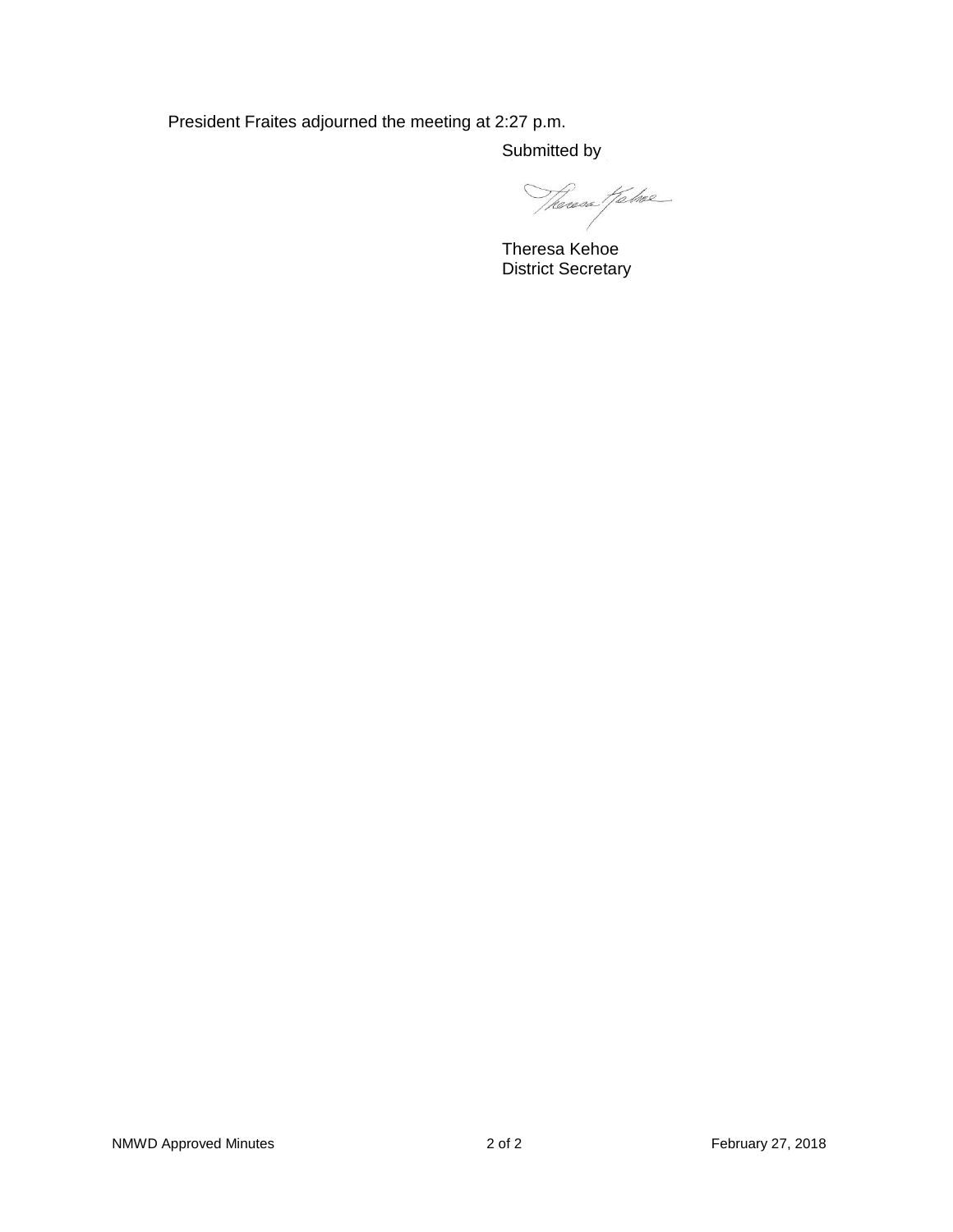President Fraites adjourned the meeting at 2:27 p.m.

Submitted by

Theresa Kehoe
District Secretary